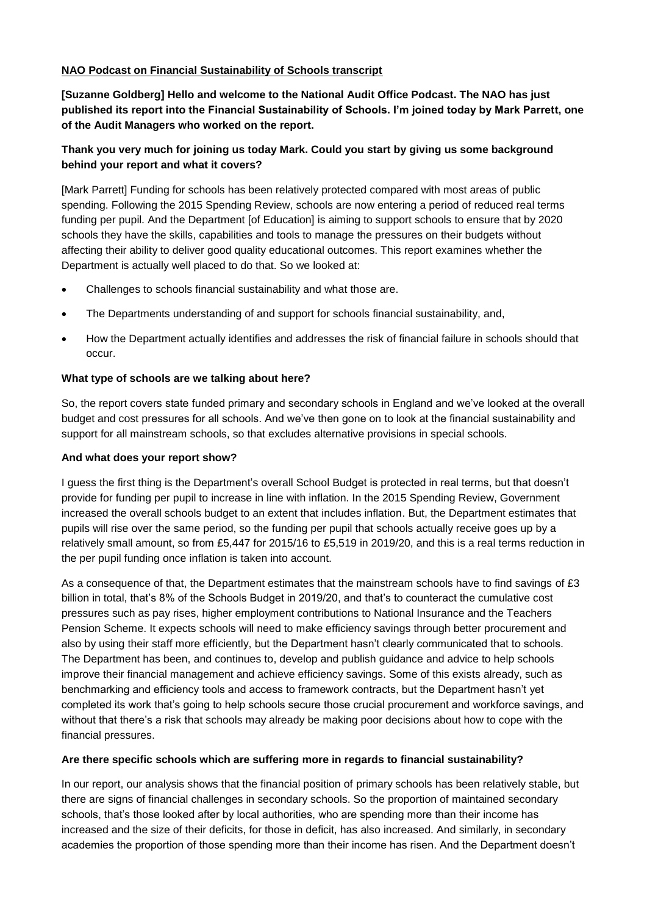**NAO Podcast on Financial Sustainability of Schools transcript**

**[Suzanne Goldberg] Hello and welcome to the National Audit Office Podcast. The NAO has just published its report into the Financial Sustainability of Schools. I'm joined today by Mark Parrett, one of the Audit Managers who worked on the report.**

**Thank you very much for joining us today Mark. Could you start by giving us some background behind your report and what it covers?**

[Mark Parrett] Funding for schools has been relatively protected compared with most areas of public spending. Following the 2015 Spending Review, schools are now entering a period of reduced real terms funding per pupil. And the Department [of Education] is aiming to support schools to ensure that by 2020 schools they have the skills, capabilities and tools to manage the pressures on their budgets without affecting their ability to deliver good quality educational outcomes. This report examines whether the Department is actually well placed to do that. So we looked at:

- Challenges to schools financial sustainability and what those are.
- The Departments understanding of and support for schools financial sustainability, and,
- How the Department actually identifies and addresses the risk of financial failure in schools should that occur.

**What type of schools are we talking about here?**

So, the report covers state funded primary and secondary schools in England and we've looked at the overall budget and cost pressures for all schools. And we've then gone on to look at the financial sustainability and support for all mainstream schools, so that excludes alternative provisions in special schools.

**And what does your report show?**

I guess the first thing is the Department's overall School Budget is protected in real terms, but that doesn't provide for funding per pupil to increase in line with inflation. In the 2015 Spending Review, Government increased the overall schools budget to an extent that includes inflation. But, the Department estimates that pupils will rise over the same period, so the funding per pupil that schools actually receive goes up by a relatively small amount, so from £5,447 for 2015/16 to £5,519 in 2019/20, and this is a real terms reduction in the per pupil funding once inflation is taken into account.

As a consequence of that, the Department estimates that the mainstream schools have to find savings of £3 billion in total, that's 8% of the Schools Budget in 2019/20, and that's to counteract the cumulative cost pressures such as pay rises, higher employment contributions to National Insurance and the Teachers Pension Scheme. It expects schools will need to make efficiency savings through better procurement and also by using their staff more efficiently, but the Department hasn't clearly communicated that to schools. The Department has been, and continues to, develop and publish guidance and advice to help schools improve their financial management and achieve efficiency savings. Some of this exists already, such as benchmarking and efficiency tools and access to framework contracts, but the Department hasn't yet completed its work that's going to help schools secure those crucial procurement and workforce savings, and without that there's a risk that schools may already be making poor decisions about how to cope with the financial pressures.

**Are there specific schools which are suffering more in regards to financial sustainability?**

In our report, our analysis shows that the financial position of primary schools has been relatively stable, but there are signs of financial challenges in secondary schools. So the proportion of maintained secondary schools, that's those looked after by local authorities, who are spending more than their income has increased and the size of their deficits, for those in deficit, has also increased. And similarly, in secondary academies the proportion of those spending more than their income has risen. And the Department doesn't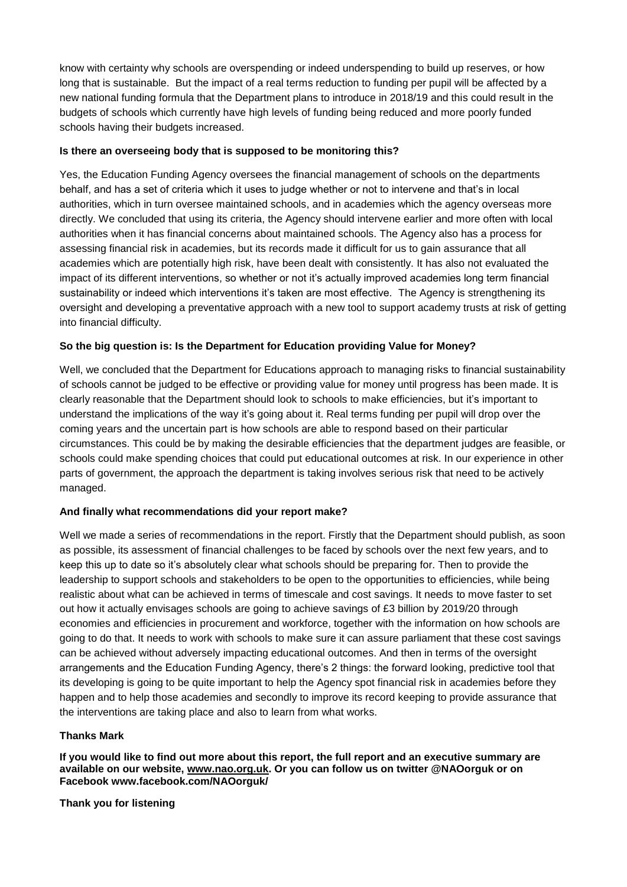know with certainty why schools are overspending or indeed underspending to build up reserves, or how long that is sustainable. But the impact of a real terms reduction to funding per pupil will be affected by a new national funding formula that the Department plans to introduce in 2018/19 and this could result in the budgets of schools which currently have high levels of funding being reduced and more poorly funded schools having their budgets increased.

**Is there an overseeing body that is supposed to be monitoring this?**

Yes, the Education Funding Agency oversees the financial management of schools on the departments behalf, and has a set of criteria which it uses to judge whether or not to intervene and that's in local authorities, which in turn oversee maintained schools, and in academies which the agency overseas more directly. We concluded that using its criteria, the Agency should intervene earlier and more often with local authorities when it has financial concerns about maintained schools. The Agency also has a process for assessing financial risk in academies, but its records made it difficult for us to gain assurance that all academies which are potentially high risk, have been dealt with consistently. It has also not evaluated the impact of its different interventions, so whether or not it's actually improved academies long term financial sustainability or indeed which interventions it's taken are most effective. The Agency is strengthening its oversight and developing a preventative approach with a new tool to support academy trusts at risk of getting into financial difficulty.

**So the big question is: Is the Department for Education providing Value for Money?**

Well, we concluded that the Department for Educations approach to managing risks to financial sustainability of schools cannot be judged to be effective or providing value for money until progress has been made. It is clearly reasonable that the Department should look to schools to make efficiencies, but it's important to understand the implications of the way it's going about it. Real terms funding per pupil will drop over the coming years and the uncertain part is how schools are able to respond based on their particular circumstances. This could be by making the desirable efficiencies that the department judges are feasible, or schools could make spending choices that could put educational outcomes at risk. In our experience in other parts of government, the approach the department is taking involves serious risk that need to be actively managed.

**And finally what recommendations did your report make?**

Well we made a series of recommendations in the report. Firstly that the Department should publish, as soon as possible, its assessment of financial challenges to be faced by schools over the next few years, and to keep this up to date so it's absolutely clear what schools should be preparing for. Then to provide the leadership to support schools and stakeholders to be open to the opportunities to efficiencies, while being realistic about what can be achieved in terms of timescale and cost savings. It needs to move faster to set out how it actually envisages schools are going to achieve savings of £3 billion by 2019/20 through economies and efficiencies in procurement and workforce, together with the information on how schools are going to do that. It needs to work with schools to make sure it can assure parliament that these cost savings can be achieved without adversely impacting educational outcomes. And then in terms of the oversight arrangements and the Education Funding Agency, there's 2 things: the forward looking, predictive tool that its developing is going to be quite important to help the Agency spot financial risk in academies before they happen and to help those academies and secondly to improve its record keeping to provide assurance that the interventions are taking place and also to learn from what works.

**Thanks Mark**

**If you would like to find out more about this report, the full report and an executive summary are available on our website, www.nao.org.uk. Or you can follow us on twitter @NAOorguk or on Facebook www.facebook.com/NAOorguk/**

**Thank you for listening**